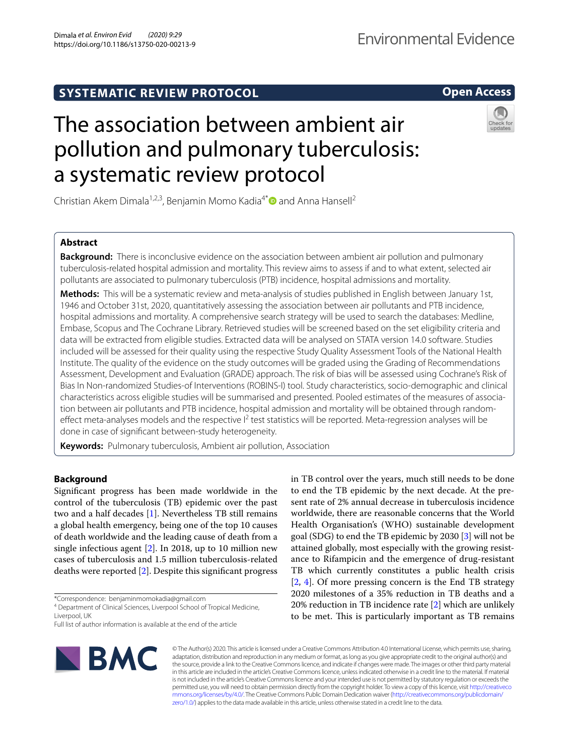SYSTEMATIC REVIEW PROTOCOL

Open Access

# The association between ambient air pollution and pulmonary tuberculosis: a systematic review protocol

Christian Akem Dimala[1,2,3], Benjamin Momo Kadia[4*] and Anna Hansell[2]

## Abstract

**Background:** There is inconclusive evidence on the association between ambient air pollution and pulmonary tuberculosis-related hospital admission and mortality. This review aims to assess if and to what extent, selected air pollutants are associated to pulmonary tuberculosis (PTB) incidence, hospital admissions and mortality.

**Methods:** This will be a systematic review and meta-analysis of studies published in English between January 1st, 1946 and October 31st, 2020, quantitatively assessing the association between air pollutants and PTB incidence, hospital admissions and mortality. A comprehensive search strategy will be used to search the databases: Medline, Embase, Scopus and The Cochrane Library. Retrieved studies will be screened based on the set eligibility criteria and data will be extracted from eligible studies. Extracted data will be analysed on STATA version 14.0 software. Studies included will be assessed for their quality using the respective Study Quality Assessment Tools of the National Health Institute. The quality of the evidence on the study outcomes will be graded using the Grading of Recommendations Assessment, Development and Evaluation (GRADE) approach. The risk of bias will be assessed using Cochrane's Risk of Bias In Non-randomized Studies-of Interventions (ROBINS-I) tool. Study characteristics, socio-demographic and clinical characteristics across eligible studies will be summarised and presented. Pooled estimates of the measures of association between air pollutants and PTB incidence, hospital admission and mortality will be obtained through random-effect meta-analyses models and the respective $I^2$ test statistics will be reported. Meta-regression analyses will be done in case of significant between-study heterogeneity.

**Keywords:** Pulmonary tuberculosis, Ambient air pollution, Association

## Background

Significant progress has been made worldwide in the control of the tuberculosis (TB) epidemic over the past two and a half decades [1]. Nevertheless TB still remains a global health emergency, being one of the top 10 causes of death worldwide and the leading cause of death from a single infectious agent [2]. In 2018, up to 10 million new cases of tuberculosis and 1.5 million tuberculosis-related deaths were reported [2]. Despite this significant progress in TB control over the years, much still needs to be done to end the TB epidemic by the next decade. At the present rate of 2% annual decrease in tuberculosis incidence worldwide, there are reasonable concerns that the World Health Organisation's (WHO) sustainable development goal (SDG) to end the TB epidemic by 2030 [3] will not be attained globally, most especially with the growing resistance to Rifampicin and the emergence of drug-resistant TB which currently constitutes a public health crisis [2, 4]. Of more pressing concern is the End TB strategy 2020 milestones of a 35% reduction in TB deaths and a 20% reduction in TB incidence rate [2] which are unlikely to be met. This is particularly important as TB remains

*Correspondence: benjaminmomokadia@gmail.com

[4] Department of Clinical Sciences, Liverpool School of Tropical Medicine, Liverpool, UK

Full list of author information is available at the end of the article

© The Author(s) 2020. This article is licensed under a Creative Commons Attribution 4.0 International License, which permits use, sharing, adaptation, distribution and reproduction in any medium or format, as long as you give appropriate credit to the original author(s) and the source, provide a link to the Creative Commons licence, and indicate if changes were made. The images or other third party material in this article are included in the article's Creative Commons licence, unless indicated otherwise in a credit line to the material. If material is not included in the article's Creative Commons licence and your intended use is not permitted by statutory regulation or exceeds the permitted use, you will need to obtain permission directly from the copyright holder. To view a copy of this licence, visit http://creativecommons.org/licenses/by/4.0/. The Creative Commons Public Domain Dedication waiver (http://creativecommons.org/publicdomain/zero/1.0/) applies to the data made available in this article, unless otherwise stated in a credit line to the data.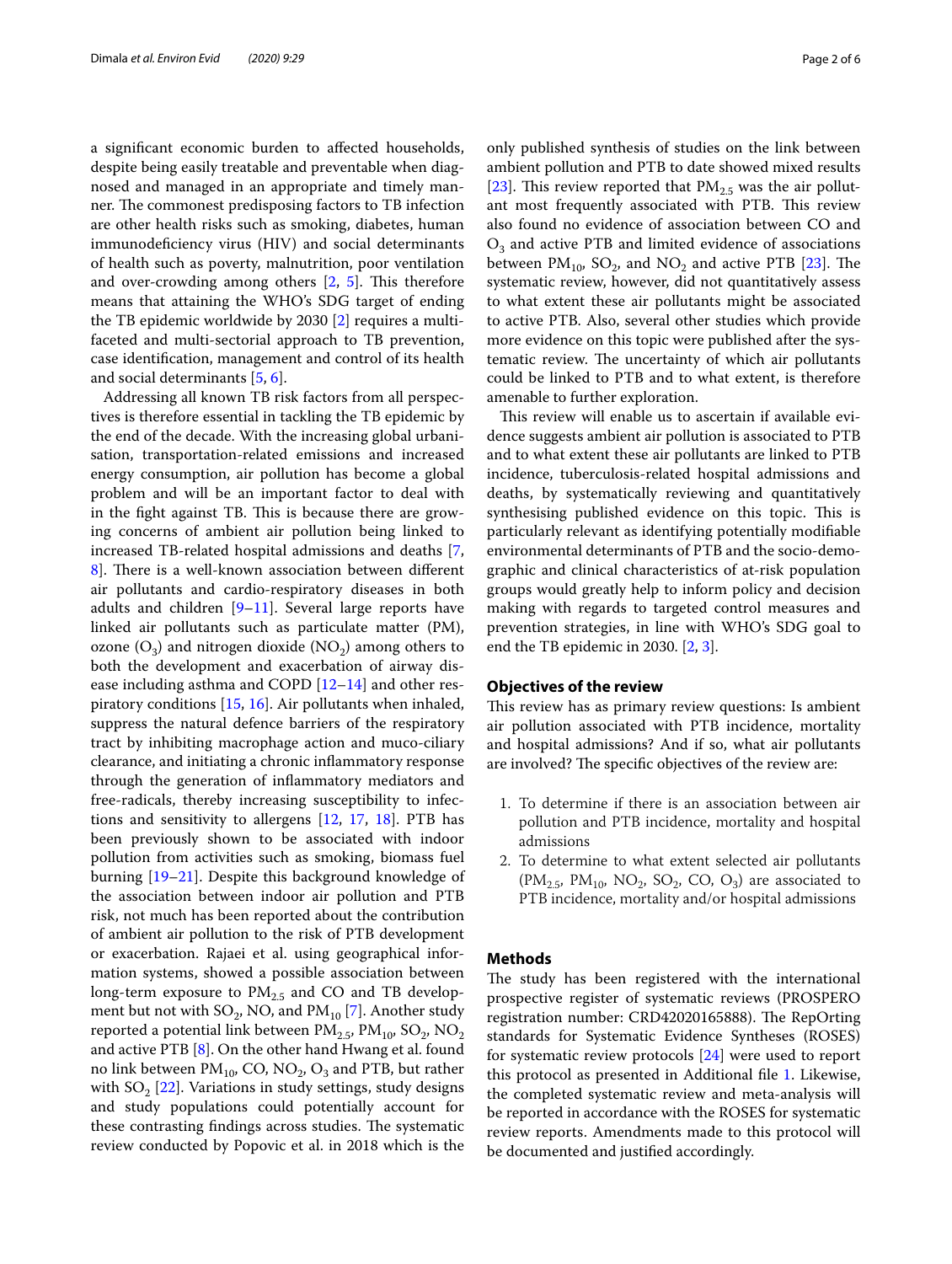a significant economic burden to affected households, despite being easily treatable and preventable when diagnosed and managed in an appropriate and timely manner. The commonest predisposing factors to TB infection are other health risks such as smoking, diabetes, human immunodeficiency virus (HIV) and social determinants of health such as poverty, malnutrition, poor ventilation and over-crowding among others [2, 5]. This therefore means that attaining the WHO's SDG target of ending the TB epidemic worldwide by 2030 [2] requires a multi-faceted and multi-sectorial approach to TB prevention, case identification, management and control of its health and social determinants [5, 6].

Addressing all known TB risk factors from all perspectives is therefore essential in tackling the TB epidemic by the end of the decade. With the increasing global urbanisation, transportation-related emissions and increased energy consumption, air pollution has become a global problem and will be an important factor to deal with in the fight against TB. This is because there are growing concerns of ambient air pollution being linked to increased TB-related hospital admissions and deaths [7, 8]. There is a well-known association between different air pollutants and cardio-respiratory diseases in both adults and children [9–11]. Several large reports have linked air pollutants such as particulate matter (PM), ozone ($O_3$) and nitrogen dioxide ($NO_2$) among others to both the development and exacerbation of airway disease including asthma and COPD [12–14] and other respiratory conditions [15, 16]. Air pollutants when inhaled, suppress the natural defence barriers of the respiratory tract by inhibiting macrophage action and muco-ciliary clearance, and initiating a chronic inflammatory response through the generation of inflammatory mediators and free-radicals, thereby increasing susceptibility to infections and sensitivity to allergens [12, 17, 18]. PTB has been previously shown to be associated with indoor pollution from activities such as smoking, biomass fuel burning [19–21]. Despite this background knowledge of the association between indoor air pollution and PTB risk, not much has been reported about the contribution of ambient air pollution to the risk of PTB development or exacerbation. Rajaei et al. using geographical information systems, showed a possible association between long-term exposure to $PM_{2.5}$ and CO and TB development but not with $SO_2$, NO, and $PM_{10}$ [7]. Another study reported a potential link between $PM_{2.5}$, $PM_{10}$, $SO_2$, $NO_2$ and active PTB [8]. On the other hand Hwang et al. found no link between $PM_{10}$, CO, $NO_2$, $O_3$ and PTB, but rather with $SO_2$ [22]. Variations in study settings, study designs and study populations could potentially account for these contrasting findings across studies. The systematic review conducted by Popovic et al. in 2018 which is the only published synthesis of studies on the link between ambient pollution and PTB to date showed mixed results [23]. This review reported that $PM_{2.5}$ was the air pollutant most frequently associated with PTB. This review also found no evidence of association between CO and $O_3$ and active PTB and limited evidence of associations between $PM_{10}$, $SO_2$, and $NO_2$ and active PTB [23]. The systematic review, however, did not quantitatively assess to what extent these air pollutants might be associated to active PTB. Also, several other studies which provide more evidence on this topic were published after the systematic review. The uncertainty of which air pollutants could be linked to PTB and to what extent, is therefore amenable to further exploration.

This review will enable us to ascertain if available evidence suggests ambient air pollution is associated to PTB and to what extent these air pollutants are linked to PTB incidence, tuberculosis-related hospital admissions and deaths, by systematically reviewing and quantitatively synthesising published evidence on this topic. This is particularly relevant as identifying potentially modifiable environmental determinants of PTB and the socio-demographic and clinical characteristics of at-risk population groups would greatly help to inform policy and decision making with regards to targeted control measures and prevention strategies, in line with WHO's SDG goal to end the TB epidemic in 2030. [2, 3].

## Objectives of the review

This review has as primary review questions: Is ambient air pollution associated with PTB incidence, mortality and hospital admissions? And if so, what air pollutants are involved? The specific objectives of the review are:

1. To determine if there is an association between air pollution and PTB incidence, mortality and hospital admissions
2. To determine to what extent selected air pollutants ($PM_{2.5}$, $PM_{10}$, $NO_2$, $SO_2$, CO, $O_3$) are associated to PTB incidence, mortality and/or hospital admissions

## Methods

The study has been registered with the international prospective register of systematic reviews (PROSPERO registration number: CRD42020165888). The RepOrting standards for Systematic Evidence Syntheses (ROSES) for systematic review protocols [24] were used to report this protocol as presented in Additional file 1. Likewise, the completed systematic review and meta-analysis will be reported in accordance with the ROSES for systematic review reports. Amendments made to this protocol will be documented and justified accordingly.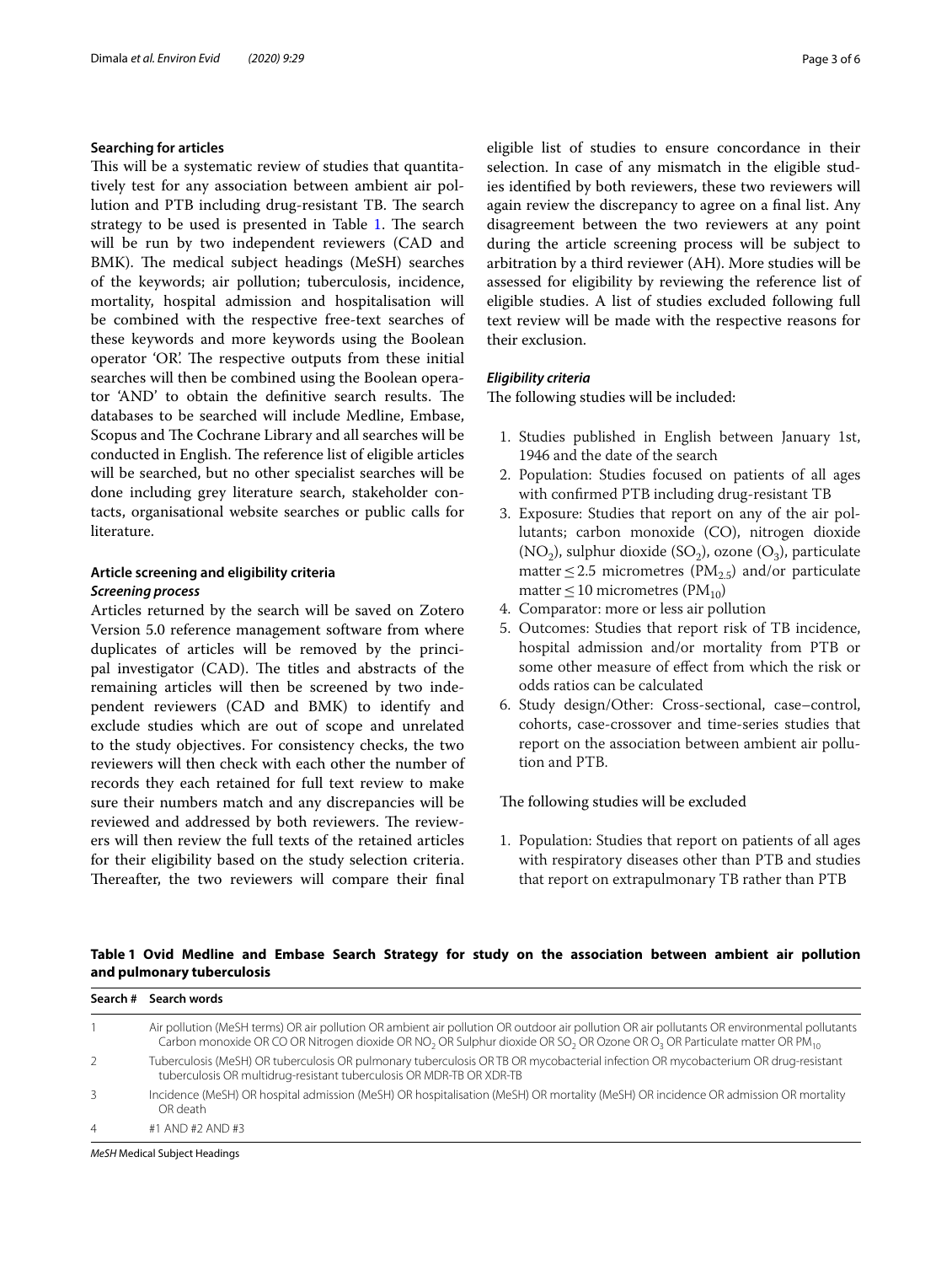## Searching for articles

This will be a systematic review of studies that quantitatively test for any association between ambient air pollution and PTB including drug-resistant TB. The search strategy to be used is presented in Table 1. The search will be run by two independent reviewers (CAD and BMK). The medical subject headings (MeSH) searches of the keywords; air pollution; tuberculosis, incidence, mortality, hospital admission and hospitalisation will be combined with the respective free-text searches of these keywords and more keywords using the Boolean operator 'OR'. The respective outputs from these initial searches will then be combined using the Boolean operator 'AND' to obtain the definitive search results. The databases to be searched will include Medline, Embase, Scopus and The Cochrane Library and all searches will be conducted in English. The reference list of eligible articles will be searched, but no other specialist searches will be done including grey literature search, stakeholder contacts, organisational website searches or public calls for literature.

## Article screening and eligibility criteria

### Screening process

Articles returned by the search will be saved on Zotero Version 5.0 reference management software from where duplicates of articles will be removed by the principal investigator (CAD). The titles and abstracts of the remaining articles will then be screened by two independent reviewers (CAD and BMK) to identify and exclude studies which are out of scope and unrelated to the study objectives. For consistency checks, the two reviewers will then check with each other the number of records they each retained for full text review to make sure their numbers match and any discrepancies will be reviewed and addressed by both reviewers. The reviewers will then review the full texts of the retained articles for their eligibility based on the study selection criteria. Thereafter, the two reviewers will compare their final eligible list of studies to ensure concordance in their selection. In case of any mismatch in the eligible studies identified by both reviewers, these two reviewers will again review the discrepancy to agree on a final list. Any disagreement between the two reviewers at any point during the article screening process will be subject to arbitration by a third reviewer (AH). More studies will be assessed for eligibility by reviewing the reference list of eligible studies. A list of studies excluded following full text review will be made with the respective reasons for their exclusion.

### Eligibility criteria

The following studies will be included:

1. Studies published in English between January 1st, 1946 and the date of the search
2. Population: Studies focused on patients of all ages with confirmed PTB including drug-resistant TB
3. Exposure: Studies that report on any of the air pollutants; carbon monoxide (CO), nitrogen dioxide ($NO_2$), sulphur dioxide ($SO_2$), ozone ($O_3$), particulate matter $\leq$ 2.5 micrometres ($PM_{2.5}$) and/or particulate matter $\leq$ 10 micrometres ($PM_{10}$)
4. Comparator: more or less air pollution
5. Outcomes: Studies that report risk of TB incidence, hospital admission and/or mortality from PTB or some other measure of effect from which the risk or odds ratios can be calculated
6. Study design/Other: Cross-sectional, case–control, cohorts, case-crossover and time-series studies that report on the association between ambient air pollution and PTB.

The following studies will be excluded

1. Population: Studies that report on patients of all ages with respiratory diseases other than PTB and studies that report on extrapulmonary TB rather than PTB

**Table 1 Ovid Medline and Embase Search Strategy for study on the association between ambient air pollution and pulmonary tuberculosis**

| Search # | Search words |
|---|---|
| 1 | Air pollution (MeSH terms) OR air pollution OR ambient air pollution OR outdoor air pollution OR air pollutants OR environmental pollutants Carbon monoxide OR CO OR Nitrogen dioxide OR $NO_2$ OR Sulphur dioxide OR $SO_2$ OR Ozone OR $O_3$ OR Particulate matter OR $PM_{10}$ |
| 2 | Tuberculosis (MeSH) OR tuberculosis OR pulmonary tuberculosis OR TB OR mycobacterial infection OR mycobacterium OR drug-resistant tuberculosis OR multidrug-resistant tuberculosis OR MDR-TB OR XDR-TB |
| 3 | Incidence (MeSH) OR hospital admission (MeSH) OR hospitalisation (MeSH) OR mortality (MeSH) OR incidence OR admission OR mortality OR death |
| 4 | #1 AND #2 AND #3 |

*MeSH* Medical Subject Headings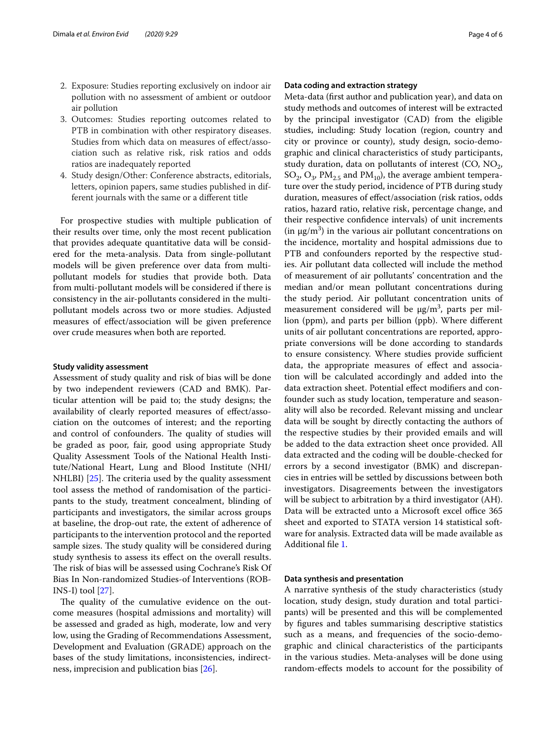2. Exposure: Studies reporting exclusively on indoor air pollution with no assessment of ambient or outdoor air pollution
3. Outcomes: Studies reporting outcomes related to PTB in combination with other respiratory diseases. Studies from which data on measures of effect/association such as relative risk, risk ratios and odds ratios are inadequately reported
4. Study design/Other: Conference abstracts, editorials, letters, opinion papers, same studies published in different journals with the same or a different title

For prospective studies with multiple publication of their results over time, only the most recent publication that provides adequate quantitative data will be considered for the meta-analysis. Data from single-pollutant models will be given preference over data from multi-pollutant models for studies that provide both. Data from multi-pollutant models will be considered if there is consistency in the air-pollutants considered in the multi-pollutant models across two or more studies. Adjusted measures of effect/association will be given preference over crude measures when both are reported.

### Study validity assessment

Assessment of study quality and risk of bias will be done by two independent reviewers (CAD and BMK). Particular attention will be paid to; the study designs; the availability of clearly reported measures of effect/association on the outcomes of interest; and the reporting and control of confounders. The quality of studies will be graded as poor, fair, good using appropriate Study Quality Assessment Tools of the National Health Institute/National Heart, Lung and Blood Institute (NHI/NHLBI) [25]. The criteria used by the quality assessment tool assess the method of randomisation of the participants to the study, treatment concealment, blinding of participants and investigators, the similar across groups at baseline, the drop-out rate, the extent of adherence of participants to the intervention protocol and the reported sample sizes. The study quality will be considered during study synthesis to assess its effect on the overall results. The risk of bias will be assessed using Cochrane's Risk Of Bias In Non-randomized Studies-of Interventions (ROBINS-I) tool [27].

The quality of the cumulative evidence on the outcome measures (hospital admissions and mortality) will be assessed and graded as high, moderate, low and very low, using the Grading of Recommendations Assessment, Development and Evaluation (GRADE) approach on the bases of the study limitations, inconsistencies, indirectness, imprecision and publication bias [26].

### Data coding and extraction strategy

Meta-data (first author and publication year), and data on study methods and outcomes of interest will be extracted by the principal investigator (CAD) from the eligible studies, including: Study location (region, country and city or province or county), study design, socio-demographic and clinical characteristics of study participants, study duration, data on pollutants of interest (CO, $NO_2$, $SO_2$, $O_3$, $PM_{2.5}$ and $PM_{10}$), the average ambient temperature over the study period, incidence of PTB during study duration, measures of effect/association (risk ratios, odds ratios, hazard ratio, relative risk, percentage change, and their respective confidence intervals) of unit increments (in $\mu g/m^3$) in the various air pollutant concentrations on the incidence, mortality and hospital admissions due to PTB and confounders reported by the respective studies. Air pollutant data collected will include the method of measurement of air pollutants' concentration and the median and/or mean pollutant concentrations during the study period. Air pollutant concentration units of measurement considered will be $\mu g/m^3$, parts per million (ppm), and parts per billion (ppb). Where different units of air pollutant concentrations are reported, appropriate conversions will be done according to standards to ensure consistency. Where studies provide sufficient data, the appropriate measures of effect and association will be calculated accordingly and added into the data extraction sheet. Potential effect modifiers and confounder such as study location, temperature and seasonality will also be recorded. Relevant missing and unclear data will be sought by directly contacting the authors of the respective studies by their provided emails and will be added to the data extraction sheet once provided. All data extracted and the coding will be double-checked for errors by a second investigator (BMK) and discrepancies in entries will be settled by discussions between both investigators. Disagreements between the investigators will be subject to arbitration by a third investigator (AH). Data will be extracted unto a Microsoft excel office 365 sheet and exported to STATA version 14 statistical software for analysis. Extracted data will be made available as Additional file 1.

### Data synthesis and presentation

A narrative synthesis of the study characteristics (study location, study design, study duration and total participants) will be presented and this will be complemented by figures and tables summarising descriptive statistics such as a means, and frequencies of the socio-demographic and clinical characteristics of the participants in the various studies. Meta-analyses will be done using random-effects models to account for the possibility of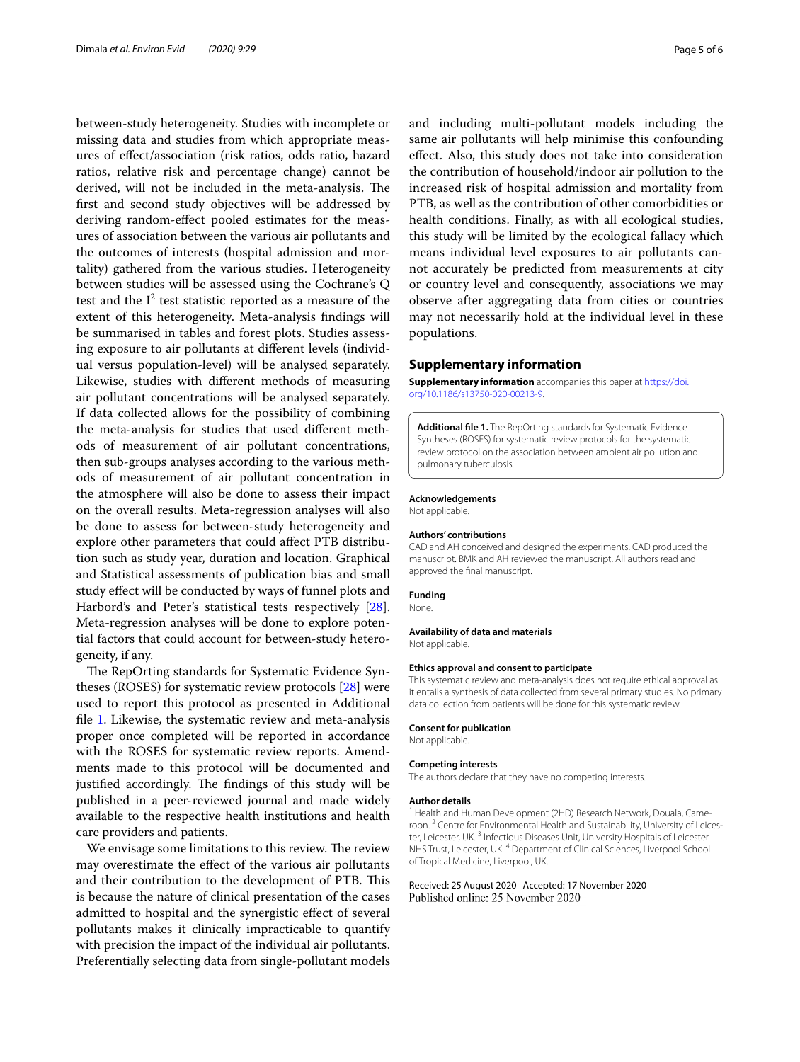between-study heterogeneity. Studies with incomplete or missing data and studies from which appropriate measures of effect/association (risk ratios, odds ratio, hazard ratios, relative risk and percentage change) cannot be derived, will not be included in the meta-analysis. The first and second study objectives will be addressed by deriving random-effect pooled estimates for the measures of association between the various air pollutants and the outcomes of interests (hospital admission and mortality) gathered from the various studies. Heterogeneity between studies will be assessed using the Cochrane's Q test and the $I^2$ test statistic reported as a measure of the extent of this heterogeneity. Meta-analysis findings will be summarised in tables and forest plots. Studies assessing exposure to air pollutants at different levels (individual versus population-level) will be analysed separately. Likewise, studies with different methods of measuring air pollutant concentrations will be analysed separately. If data collected allows for the possibility of combining the meta-analysis for studies that used different methods of measurement of air pollutant concentrations, then sub-groups analyses according to the various methods of measurement of air pollutant concentration in the atmosphere will also be done to assess their impact on the overall results. Meta-regression analyses will also be done to assess for between-study heterogeneity and explore other parameters that could affect PTB distribution such as study year, duration and location. Graphical and Statistical assessments of publication bias and small study effect will be conducted by ways of funnel plots and Harbord's and Peter's statistical tests respectively [28]. Meta-regression analyses will be done to explore potential factors that could account for between-study heterogeneity, if any.

The RepOrting standards for Systematic Evidence Syntheses (ROSES) for systematic review protocols [28] were used to report this protocol as presented in Additional file 1. Likewise, the systematic review and meta-analysis proper once completed will be reported in accordance with the ROSES for systematic review reports. Amendments made to this protocol will be documented and justified accordingly. The findings of this study will be published in a peer-reviewed journal and made widely available to the respective health institutions and health care providers and patients.

We envisage some limitations to this review. The review may overestimate the effect of the various air pollutants and their contribution to the development of PTB. This is because the nature of clinical presentation of the cases admitted to hospital and the synergistic effect of several pollutants makes it clinically impracticable to quantify with precision the impact of the individual air pollutants. Preferentially selecting data from single-pollutant models and including multi-pollutant models including the same air pollutants will help minimise this confounding effect. Also, this study does not take into consideration the contribution of household/indoor air pollution to the increased risk of hospital admission and mortality from PTB, as well as the contribution of other comorbidities or health conditions. Finally, as with all ecological studies, this study will be limited by the ecological fallacy which means individual level exposures to air pollutants cannot accurately be predicted from measurements at city or country level and consequently, associations we may observe after aggregating data from cities or countries may not necessarily hold at the individual level in these populations.

## Supplementary information

**Supplementary information** accompanies this paper at https://doi.org/10.1186/s13750-020-00213-9.

**Additional file 1.** The RepOrting standards for Systematic Evidence Syntheses (ROSES) for systematic review protocols for the systematic review protocol on the association between ambient air pollution and pulmonary tuberculosis.

#### Acknowledgements
Not applicable.

#### Authors' contributions
CAD and AH conceived and designed the experiments. CAD produced the manuscript. BMK and AH reviewed the manuscript. All authors read and approved the final manuscript.

#### Funding
None.

#### Availability of data and materials
Not applicable.

#### Ethics approval and consent to participate
This systematic review and meta-analysis does not require ethical approval as it entails a synthesis of data collected from several primary studies. No primary data collection from patients will be done for this systematic review.

#### Consent for publication
Not applicable.

#### Competing interests
The authors declare that they have no competing interests.

#### Author details
[1] Health and Human Development (2HD) Research Network, Douala, Cameroon. [2] Centre for Environmental Health and Sustainability, University of Leicester, Leicester, UK. [3] Infectious Diseases Unit, University Hospitals of Leicester NHS Trust, Leicester, UK. [4] Department of Clinical Sciences, Liverpool School of Tropical Medicine, Liverpool, UK.

Received: 25 August 2020 Accepted: 17 November 2020
Published online: 25 November 2020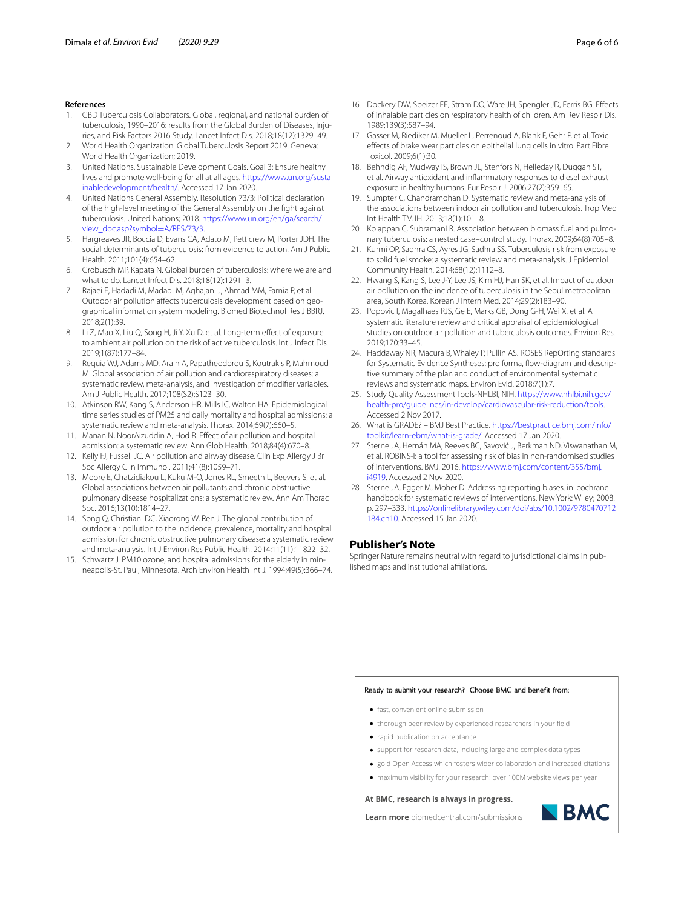## References

1. GBD Tuberculosis Collaborators. Global, regional, and national burden of tuberculosis, 1990–2016: results from the Global Burden of Diseases, Injuries, and Risk Factors 2016 Study. Lancet Infect Dis. 2018;18(12):1329–49.
2. World Health Organization. Global Tuberculosis Report 2019. Geneva: World Health Organization; 2019.
3. United Nations. Sustainable Development Goals. Goal 3: Ensure healthy lives and promote well-being for all at all ages. https://www.un.org/sustainabledevelopment/health/. Accessed 17 Jan 2020.
4. United Nations General Assembly. Resolution 73/3: Political declaration of the high-level meeting of the General Assembly on the fight against tuberculosis. United Nations; 2018. https://www.un.org/en/ga/search/view_doc.asp?symbol=A/RES/73/3.
5. Hargreaves JR, Boccia D, Evans CA, Adato M, Petticrew M, Porter JDH. The social determinants of tuberculosis: from evidence to action. Am J Public Health. 2011;101(4):654–62.
6. Grobusch MP, Kapata N. Global burden of tuberculosis: where we are and what to do. Lancet Infect Dis. 2018;18(12):1291–3.
7. Rajaei E, Hadadi M, Madadi M, Aghajani J, Ahmad MM, Farnia P, et al. Outdoor air pollution affects tuberculosis development based on geographical information system modeling. Biomed Biotechnol Res J BBRJ. 2018;2(1):39.
8. Li Z, Mao X, Liu Q, Song H, Ji Y, Xu D, et al. Long-term effect of exposure to ambient air pollution on the risk of active tuberculosis. Int J Infect Dis. 2019;1(87):177–84.
9. Requia WJ, Adams MD, Arain A, Papatheodorou S, Koutrakis P, Mahmoud M. Global association of air pollution and cardiorespiratory diseases: a systematic review, meta-analysis, and investigation of modifier variables. Am J Public Health. 2017;108(S2):S123–30.
10. Atkinson RW, Kang S, Anderson HR, Mills IC, Walton HA. Epidemiological time series studies of PM25 and daily mortality and hospital admissions: a systematic review and meta-analysis. Thorax. 2014;69(7):660–5.
11. Manan N, NoorAizuddin A, Hod R. Effect of air pollution and hospital admission: a systematic review. Ann Glob Health. 2018;84(4):670–8.
12. Kelly FJ, Fussell JC. Air pollution and airway disease. Clin Exp Allergy J Br Soc Allergy Clin Immunol. 2011;41(8):1059–71.
13. Moore E, Chatzidiakou L, Kuku M-O, Jones RL, Smeeth L, Beevers S, et al. Global associations between air pollutants and chronic obstructive pulmonary disease hospitalizations: a systematic review. Ann Am Thorac Soc. 2016;13(10):1814–27.
14. Song Q, Christiani DC, Xiaorong W, Ren J. The global contribution of outdoor air pollution to the incidence, prevalence, mortality and hospital admission for chronic obstructive pulmonary disease: a systematic review and meta-analysis. Int J Environ Res Public Health. 2014;11(11):11822–32.
15. Schwartz J. PM10 ozone, and hospital admissions for the elderly in minneapolis-St. Paul, Minnesota. Arch Environ Health Int J. 1994;49(5):366–74.
16. Dockery DW, Speizer FE, Stram DO, Ware JH, Spengler JD, Ferris BG. Effects of inhalable particles on respiratory health of children. Am Rev Respir Dis. 1989;139(3):587–94.
17. Gasser M, Riediker M, Mueller L, Perrenoud A, Blank F, Gehr P, et al. Toxic effects of brake wear particles on epithelial lung cells in vitro. Part Fibre Toxicol. 2009;6(1):30.
18. Behndig AF, Mudway IS, Brown JL, Stenfors N, Helleday R, Duggan ST, et al. Airway antioxidant and inflammatory responses to diesel exhaust exposure in healthy humans. Eur Respir J. 2006;27(2):359–65.
19. Sumpter C, Chandramohan D. Systematic review and meta-analysis of the associations between indoor air pollution and tuberculosis. Trop Med Int Health TM IH. 2013;18(1):101–8.
20. Kolappan C, Subramani R. Association between biomass fuel and pulmonary tuberculosis: a nested case–control study. Thorax. 2009;64(8):705–8.
21. Kurmi OP, Sadhra CS, Ayres JG, Sadhra SS. Tuberculosis risk from exposure to solid fuel smoke: a systematic review and meta-analysis. J Epidemiol Community Health. 2014;68(12):1112–8.
22. Hwang S, Kang S, Lee J-Y, Lee JS, Kim HJ, Han SK, et al. Impact of outdoor air pollution on the incidence of tuberculosis in the Seoul metropolitan area, South Korea. Korean J Intern Med. 2014;29(2):183–90.
23. Popovic I, Magalhaes RJS, Ge E, Marks GB, Dong G-H, Wei X, et al. A systematic literature review and critical appraisal of epidemiological studies on outdoor air pollution and tuberculosis outcomes. Environ Res. 2019;170:33–45.
24. Haddaway NR, Macura B, Whaley P, Pullin AS. ROSES RepOrting standards for Systematic Evidence Syntheses: pro forma, flow-diagram and descriptive summary of the plan and conduct of environmental systematic reviews and systematic maps. Environ Evid. 2018;7(1):7.
25. Study Quality Assessment Tools-NHLBI, NIH. https://www.nhlbi.nih.gov/health-pro/guidelines/in-develop/cardiovascular-risk-reduction/tools. Accessed 2 Nov 2017.
26. What is GRADE? – BMJ Best Practice. https://bestpractice.bmj.com/info/toolkit/learn-ebm/what-is-grade/. Accessed 17 Jan 2020.
27. Sterne JA, Hernán MA, Reeves BC, Savović J, Berkman ND, Viswanathan M, et al. ROBINS-I: a tool for assessing risk of bias in non-randomised studies of interventions. BMJ. 2016. https://www.bmj.com/content/355/bmj.i4919. Accessed 2 Nov 2020.
28. Sterne JA, Egger M, Moher D. Addressing reporting biases. in: cochrane handbook for systematic reviews of interventions. New York: Wiley; 2008. p. 297–333. https://onlinelibrary.wiley.com/doi/abs/10.1002/9780470712184.ch10. Accessed 15 Jan 2020.

## Publisher's Note

Springer Nature remains neutral with regard to jurisdictional claims in published maps and institutional affiliations.

Ready to submit your research? Choose BMC and benefit from:

- fast, convenient online submission
- thorough peer review by experienced researchers in your field
- rapid publication on acceptance
- support for research data, including large and complex data types
- gold Open Access which fosters wider collaboration and increased citations
- maximum visibility for your research: over 100M website views per year

**At BMC, research is always in progress.**

**Learn more** biomedcentral.com/submissions

BMC